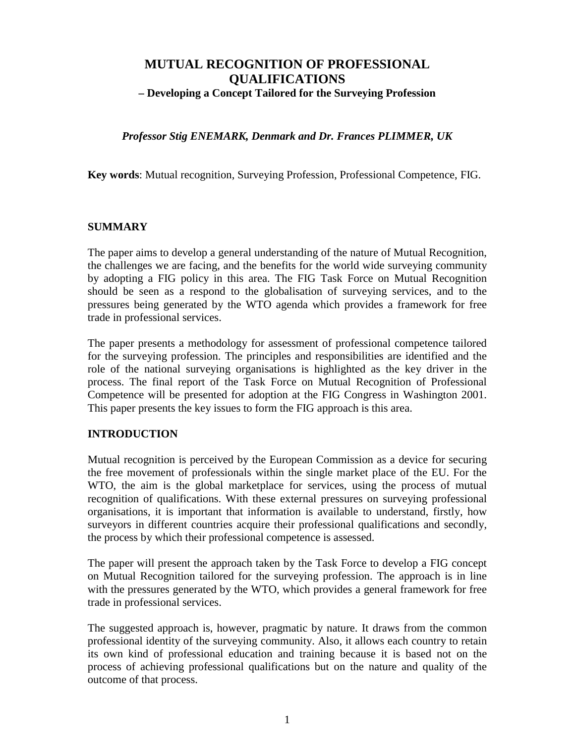# MUTUAL RECOGNITION OF PROFESSIONAL QUALIFICATIONS

## – Developing a Concept Tailored for the Surveying Profession

***Professor Stig ENEMARK, Denmark and Dr. Frances PLIMMER, UK***

**Key words**: Mutual recognition, Surveying Profession, Professional Competence, FIG.

## SUMMARY

The paper aims to develop a general understanding of the nature of Mutual Recognition, the challenges we are facing, and the benefits for the world wide surveying community by adopting a FIG policy in this area. The FIG Task Force on Mutual Recognition should be seen as a respond to the globalisation of surveying services, and to the pressures being generated by the WTO agenda which provides a framework for free trade in professional services.

The paper presents a methodology for assessment of professional competence tailored for the surveying profession. The principles and responsibilities are identified and the role of the national surveying organisations is highlighted as the key driver in the process. The final report of the Task Force on Mutual Recognition of Professional Competence will be presented for adoption at the FIG Congress in Washington 2001. This paper presents the key issues to form the FIG approach is this area.

## INTRODUCTION

Mutual recognition is perceived by the European Commission as a device for securing the free movement of professionals within the single market place of the EU. For the WTO, the aim is the global marketplace for services, using the process of mutual recognition of qualifications. With these external pressures on surveying professional organisations, it is important that information is available to understand, firstly, how surveyors in different countries acquire their professional qualifications and secondly, the process by which their professional competence is assessed.

The paper will present the approach taken by the Task Force to develop a FIG concept on Mutual Recognition tailored for the surveying profession. The approach is in line with the pressures generated by the WTO, which provides a general framework for free trade in professional services.

The suggested approach is, however, pragmatic by nature. It draws from the common professional identity of the surveying community. Also, it allows each country to retain its own kind of professional education and training because it is based not on the process of achieving professional qualifications but on the nature and quality of the outcome of that process.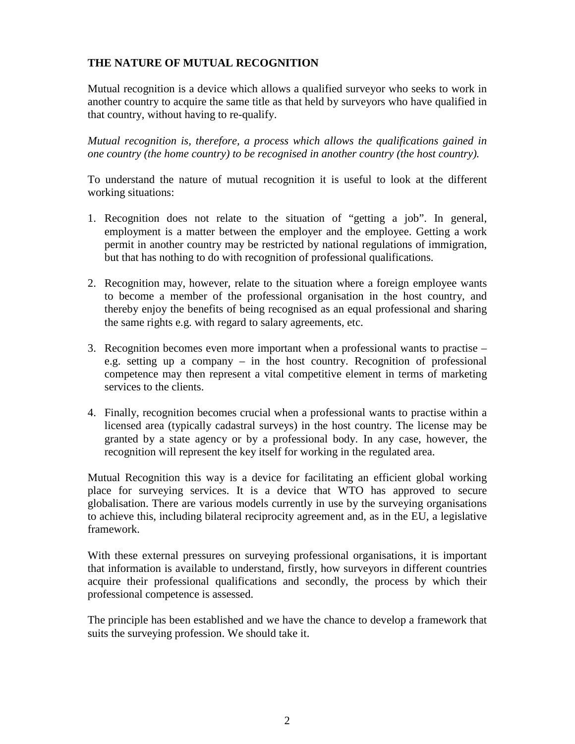## THE NATURE OF MUTUAL RECOGNITION

Mutual recognition is a device which allows a qualified surveyor who seeks to work in another country to acquire the same title as that held by surveyors who have qualified in that country, without having to re-qualify.

*Mutual recognition is, therefore, a process which allows the qualifications gained in one country (the home country) to be recognised in another country (the host country).*

To understand the nature of mutual recognition it is useful to look at the different working situations:

1. Recognition does not relate to the situation of "getting a job". In general, employment is a matter between the employer and the employee. Getting a work permit in another country may be restricted by national regulations of immigration, but that has nothing to do with recognition of professional qualifications.

2. Recognition may, however, relate to the situation where a foreign employee wants to become a member of the professional organisation in the host country, and thereby enjoy the benefits of being recognised as an equal professional and sharing the same rights e.g. with regard to salary agreements, etc.

3. Recognition becomes even more important when a professional wants to practise – e.g. setting up a company – in the host country. Recognition of professional competence may then represent a vital competitive element in terms of marketing services to the clients.

4. Finally, recognition becomes crucial when a professional wants to practise within a licensed area (typically cadastral surveys) in the host country. The license may be granted by a state agency or by a professional body. In any case, however, the recognition will represent the key itself for working in the regulated area.

Mutual Recognition this way is a device for facilitating an efficient global working place for surveying services. It is a device that WTO has approved to secure globalisation. There are various models currently in use by the surveying organisations to achieve this, including bilateral reciprocity agreement and, as in the EU, a legislative framework.

With these external pressures on surveying professional organisations, it is important that information is available to understand, firstly, how surveyors in different countries acquire their professional qualifications and secondly, the process by which their professional competence is assessed.

The principle has been established and we have the chance to develop a framework that suits the surveying profession. We should take it.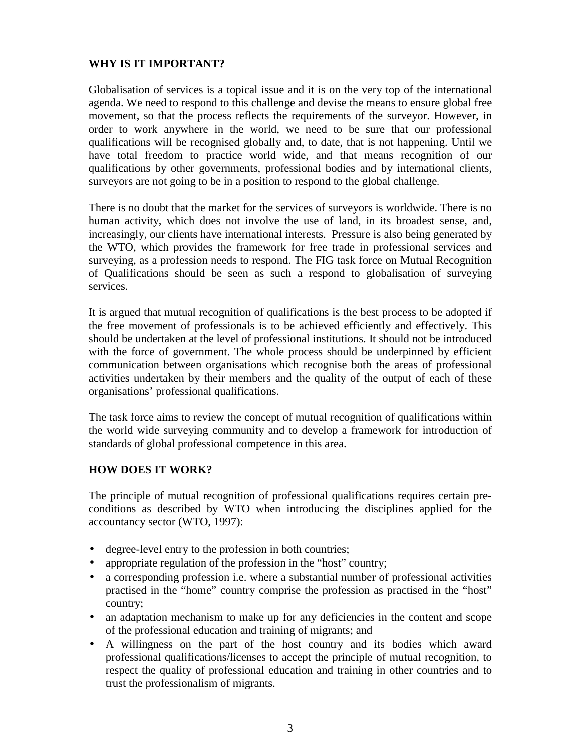## WHY IS IT IMPORTANT?

Globalisation of services is a topical issue and it is on the very top of the international agenda. We need to respond to this challenge and devise the means to ensure global free movement, so that the process reflects the requirements of the surveyor. However, in order to work anywhere in the world, we need to be sure that our professional qualifications will be recognised globally and, to date, that is not happening. Until we have total freedom to practice world wide, and that means recognition of our qualifications by other governments, professional bodies and by international clients, surveyors are not going to be in a position to respond to the global challenge.

There is no doubt that the market for the services of surveyors is worldwide. There is no human activity, which does not involve the use of land, in its broadest sense, and, increasingly, our clients have international interests. Pressure is also being generated by the WTO, which provides the framework for free trade in professional services and surveying, as a profession needs to respond. The FIG task force on Mutual Recognition of Qualifications should be seen as such a respond to globalisation of surveying services.

It is argued that mutual recognition of qualifications is the best process to be adopted if the free movement of professionals is to be achieved efficiently and effectively. This should be undertaken at the level of professional institutions. It should not be introduced with the force of government. The whole process should be underpinned by efficient communication between organisations which recognise both the areas of professional activities undertaken by their members and the quality of the output of each of these organisations' professional qualifications.

The task force aims to review the concept of mutual recognition of qualifications within the world wide surveying community and to develop a framework for introduction of standards of global professional competence in this area.

## HOW DOES IT WORK?

The principle of mutual recognition of professional qualifications requires certain pre-conditions as described by WTO when introducing the disciplines applied for the accountancy sector (WTO, 1997):

- degree-level entry to the profession in both countries;
- appropriate regulation of the profession in the "host" country;
- a corresponding profession i.e. where a substantial number of professional activities practised in the "home" country comprise the profession as practised in the "host" country;
- an adaptation mechanism to make up for any deficiencies in the content and scope of the professional education and training of migrants; and
- A willingness on the part of the host country and its bodies which award professional qualifications/licenses to accept the principle of mutual recognition, to respect the quality of professional education and training in other countries and to trust the professionalism of migrants.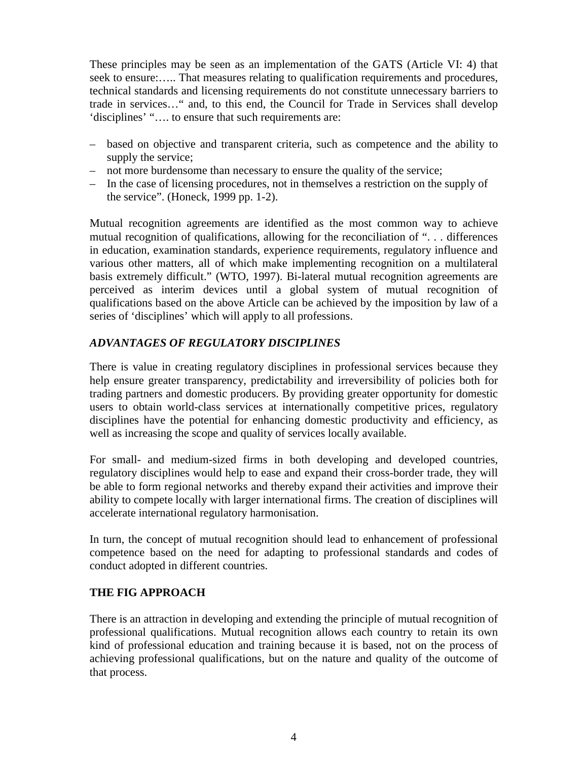These principles may be seen as an implementation of the GATS (Article VI: 4) that seek to ensure:….. That measures relating to qualification requirements and procedures, technical standards and licensing requirements do not constitute unnecessary barriers to trade in services…" and, to this end, the Council for Trade in Services shall develop 'disciplines' "…. to ensure that such requirements are:

– based on objective and transparent criteria, such as competence and the ability to supply the service;
– not more burdensome than necessary to ensure the quality of the service;
– In the case of licensing procedures, not in themselves a restriction on the supply of the service". (Honeck, 1999 pp. 1-2).

Mutual recognition agreements are identified as the most common way to achieve mutual recognition of qualifications, allowing for the reconciliation of ". . . differences in education, examination standards, experience requirements, regulatory influence and various other matters, all of which make implementing recognition on a multilateral basis extremely difficult." (WTO, 1997). Bi-lateral mutual recognition agreements are perceived as interim devices until a global system of mutual recognition of qualifications based on the above Article can be achieved by the imposition by law of a series of 'disciplines' which will apply to all professions.

### *ADVANTAGES OF REGULATORY DISCIPLINES*

There is value in creating regulatory disciplines in professional services because they help ensure greater transparency, predictability and irreversibility of policies both for trading partners and domestic producers. By providing greater opportunity for domestic users to obtain world-class services at internationally competitive prices, regulatory disciplines have the potential for enhancing domestic productivity and efficiency, as well as increasing the scope and quality of services locally available.

For small- and medium-sized firms in both developing and developed countries, regulatory disciplines would help to ease and expand their cross-border trade, they will be able to form regional networks and thereby expand their activities and improve their ability to compete locally with larger international firms. The creation of disciplines will accelerate international regulatory harmonisation.

In turn, the concept of mutual recognition should lead to enhancement of professional competence based on the need for adapting to professional standards and codes of conduct adopted in different countries.

## THE FIG APPROACH

There is an attraction in developing and extending the principle of mutual recognition of professional qualifications. Mutual recognition allows each country to retain its own kind of professional education and training because it is based, not on the process of achieving professional qualifications, but on the nature and quality of the outcome of that process.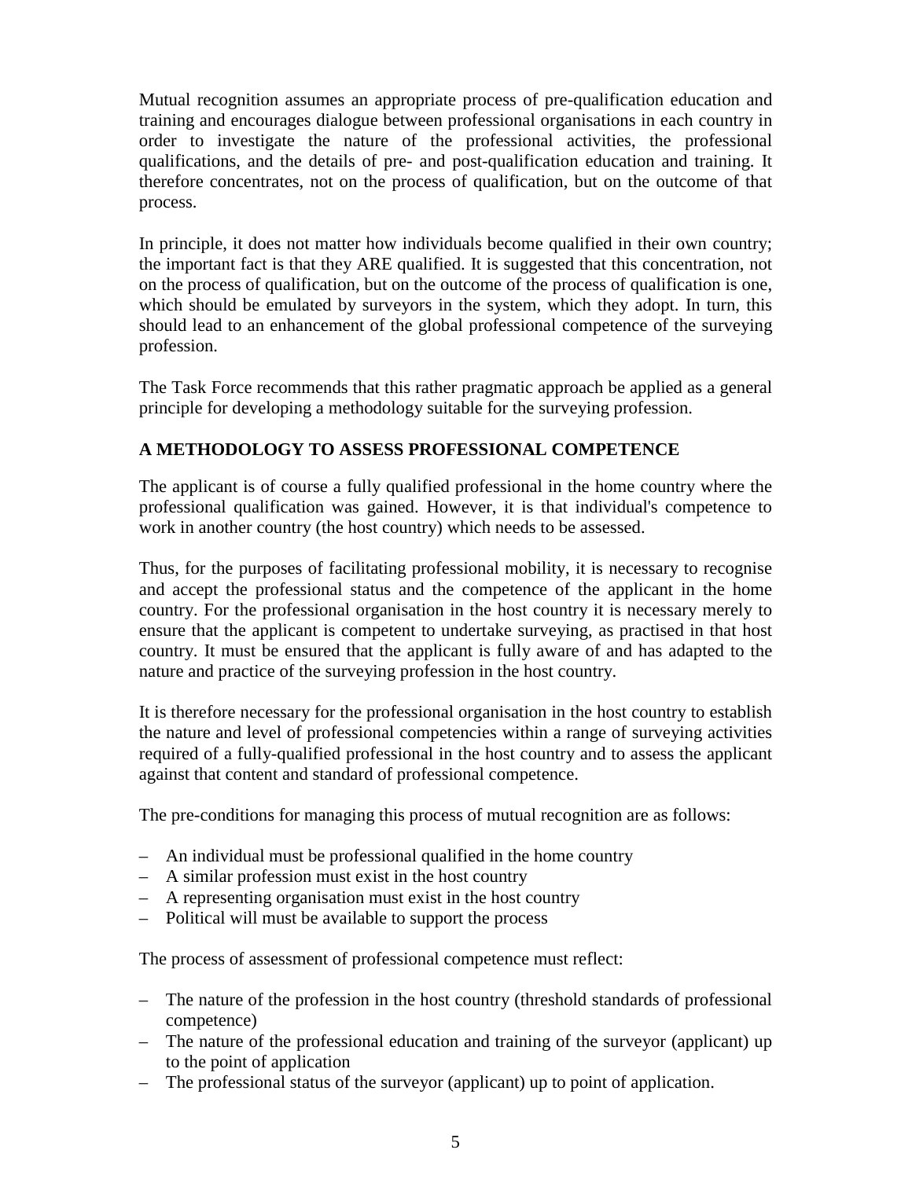Mutual recognition assumes an appropriate process of pre-qualification education and training and encourages dialogue between professional organisations in each country in order to investigate the nature of the professional activities, the professional qualifications, and the details of pre- and post-qualification education and training. It therefore concentrates, not on the process of qualification, but on the outcome of that process.

In principle, it does not matter how individuals become qualified in their own country; the important fact is that they ARE qualified. It is suggested that this concentration, not on the process of qualification, but on the outcome of the process of qualification is one, which should be emulated by surveyors in the system, which they adopt. In turn, this should lead to an enhancement of the global professional competence of the surveying profession.

The Task Force recommends that this rather pragmatic approach be applied as a general principle for developing a methodology suitable for the surveying profession.

## A METHODOLOGY TO ASSESS PROFESSIONAL COMPETENCE

The applicant is of course a fully qualified professional in the home country where the professional qualification was gained. However, it is that individual's competence to work in another country (the host country) which needs to be assessed.

Thus, for the purposes of facilitating professional mobility, it is necessary to recognise and accept the professional status and the competence of the applicant in the home country. For the professional organisation in the host country it is necessary merely to ensure that the applicant is competent to undertake surveying, as practised in that host country. It must be ensured that the applicant is fully aware of and has adapted to the nature and practice of the surveying profession in the host country.

It is therefore necessary for the professional organisation in the host country to establish the nature and level of professional competencies within a range of surveying activities required of a fully-qualified professional in the host country and to assess the applicant against that content and standard of professional competence.

The pre-conditions for managing this process of mutual recognition are as follows:

- An individual must be professional qualified in the home country
- A similar profession must exist in the host country
- A representing organisation must exist in the host country
- Political will must be available to support the process

The process of assessment of professional competence must reflect:

- The nature of the profession in the host country (threshold standards of professional competence)
- The nature of the professional education and training of the surveyor (applicant) up to the point of application
- The professional status of the surveyor (applicant) up to point of application.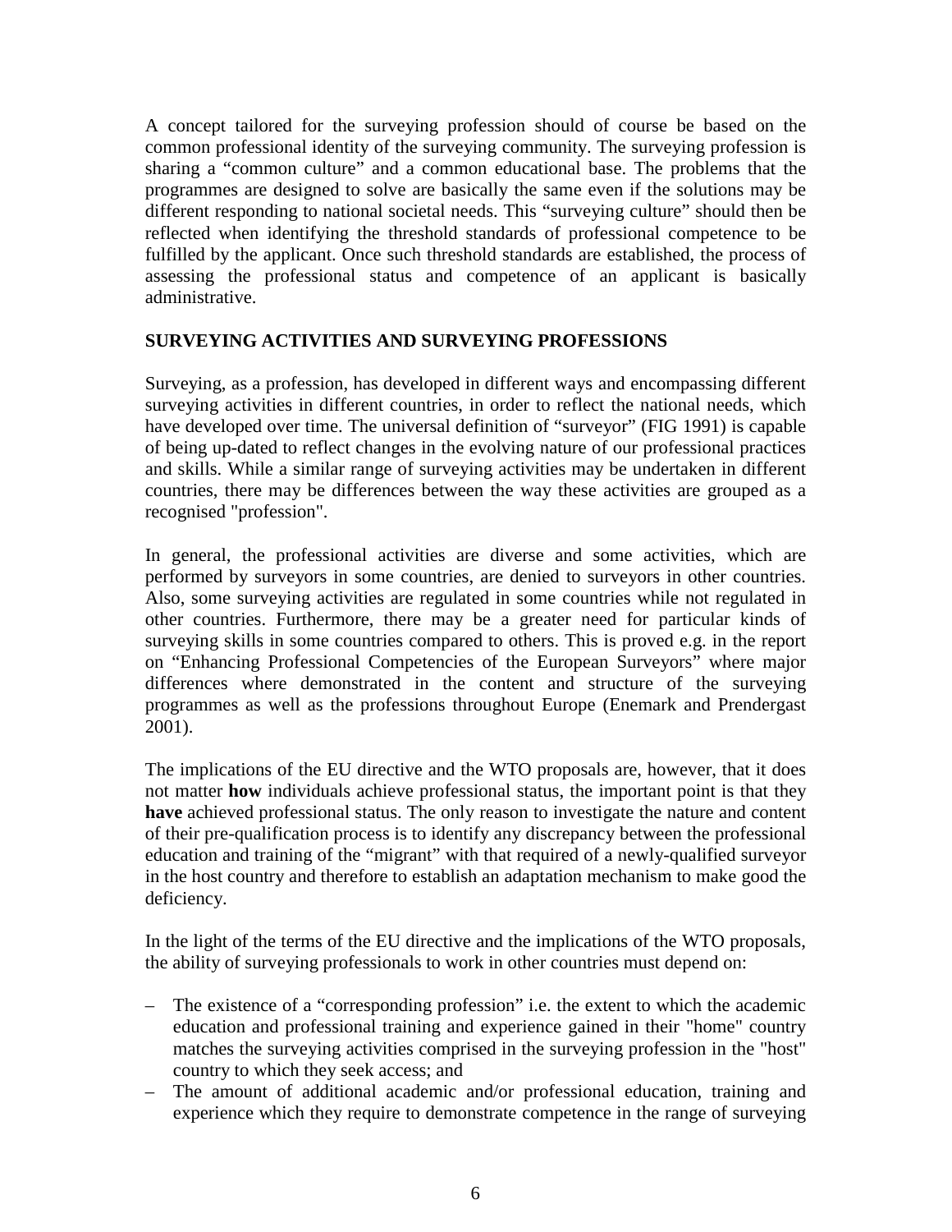A concept tailored for the surveying profession should of course be based on the common professional identity of the surveying community. The surveying profession is sharing a "common culture" and a common educational base. The problems that the programmes are designed to solve are basically the same even if the solutions may be different responding to national societal needs. This "surveying culture" should then be reflected when identifying the threshold standards of professional competence to be fulfilled by the applicant. Once such threshold standards are established, the process of assessing the professional status and competence of an applicant is basically administrative.

## SURVEYING ACTIVITIES AND SURVEYING PROFESSIONS

Surveying, as a profession, has developed in different ways and encompassing different surveying activities in different countries, in order to reflect the national needs, which have developed over time. The universal definition of "surveyor" (FIG 1991) is capable of being up-dated to reflect changes in the evolving nature of our professional practices and skills. While a similar range of surveying activities may be undertaken in different countries, there may be differences between the way these activities are grouped as a recognised "profession".

In general, the professional activities are diverse and some activities, which are performed by surveyors in some countries, are denied to surveyors in other countries. Also, some surveying activities are regulated in some countries while not regulated in other countries. Furthermore, there may be a greater need for particular kinds of surveying skills in some countries compared to others. This is proved e.g. in the report on "Enhancing Professional Competencies of the European Surveyors" where major differences where demonstrated in the content and structure of the surveying programmes as well as the professions throughout Europe (Enemark and Prendergast 2001).

The implications of the EU directive and the WTO proposals are, however, that it does not matter **how** individuals achieve professional status, the important point is that they **have** achieved professional status. The only reason to investigate the nature and content of their pre-qualification process is to identify any discrepancy between the professional education and training of the "migrant" with that required of a newly-qualified surveyor in the host country and therefore to establish an adaptation mechanism to make good the deficiency.

In the light of the terms of the EU directive and the implications of the WTO proposals, the ability of surveying professionals to work in other countries must depend on:

- The existence of a "corresponding profession" i.e. the extent to which the academic education and professional training and experience gained in their "home" country matches the surveying activities comprised in the surveying profession in the "host" country to which they seek access; and
- The amount of additional academic and/or professional education, training and experience which they require to demonstrate competence in the range of surveying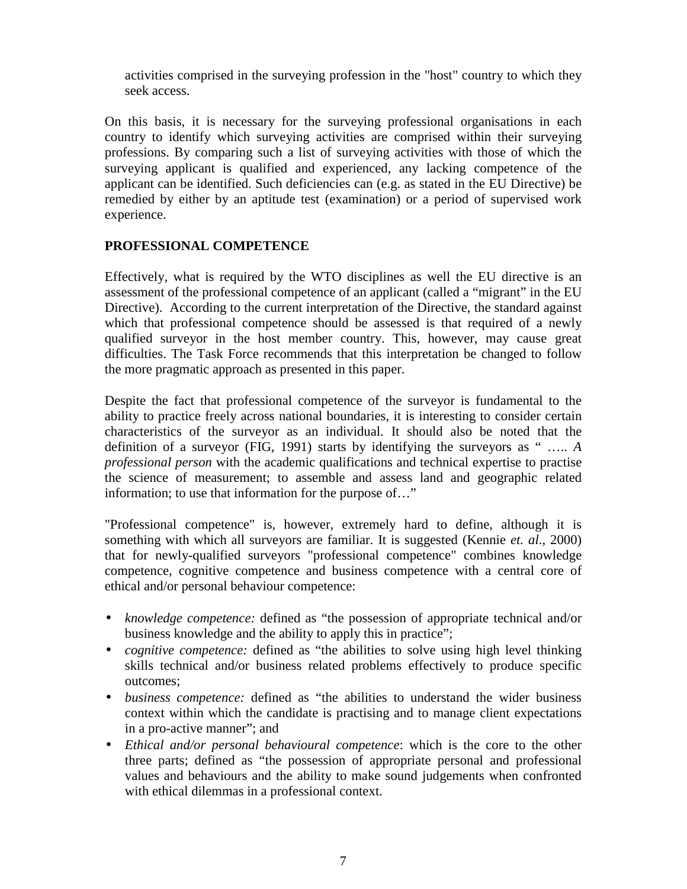activities comprised in the surveying profession in the "host" country to which they seek access.

On this basis, it is necessary for the surveying professional organisations in each country to identify which surveying activities are comprised within their surveying professions. By comparing such a list of surveying activities with those of which the surveying applicant is qualified and experienced, any lacking competence of the applicant can be identified. Such deficiencies can (e.g. as stated in the EU Directive) be remedied by either by an aptitude test (examination) or a period of supervised work experience.

**PROFESSIONAL COMPETENCE**

Effectively, what is required by the WTO disciplines as well the EU directive is an assessment of the professional competence of an applicant (called a "migrant" in the EU Directive). According to the current interpretation of the Directive, the standard against which that professional competence should be assessed is that required of a newly qualified surveyor in the host member country. This, however, may cause great difficulties. The Task Force recommends that this interpretation be changed to follow the more pragmatic approach as presented in this paper.

Despite the fact that professional competence of the surveyor is fundamental to the ability to practice freely across national boundaries, it is interesting to consider certain characteristics of the surveyor as an individual. It should also be noted that the definition of a surveyor (FIG, 1991) starts by identifying the surveyors as " ….. *A professional person* with the academic qualifications and technical expertise to practise the science of measurement; to assemble and assess land and geographic related information; to use that information for the purpose of…"

"Professional competence" is, however, extremely hard to define, although it is something with which all surveyors are familiar. It is suggested (Kennie *et. al*., 2000) that for newly-qualified surveyors "professional competence" combines knowledge competence, cognitive competence and business competence with a central core of ethical and/or personal behaviour competence:

- *knowledge competence:* defined as "the possession of appropriate technical and/or business knowledge and the ability to apply this in practice";
- *cognitive competence:* defined as "the abilities to solve using high level thinking skills technical and/or business related problems effectively to produce specific outcomes;
- *business competence:* defined as "the abilities to understand the wider business context within which the candidate is practising and to manage client expectations in a pro-active manner"; and
- *Ethical and/or personal behavioural competence*: which is the core to the other three parts; defined as "the possession of appropriate personal and professional values and behaviours and the ability to make sound judgements when confronted with ethical dilemmas in a professional context.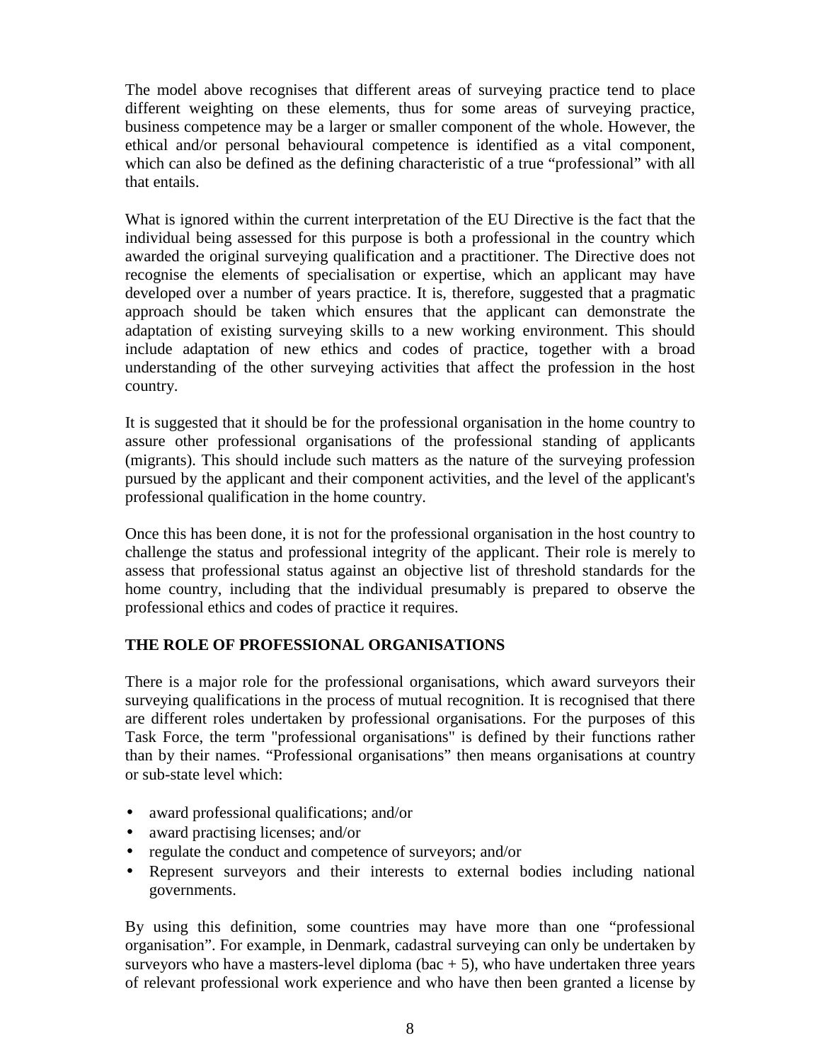The model above recognises that different areas of surveying practice tend to place different weighting on these elements, thus for some areas of surveying practice, business competence may be a larger or smaller component of the whole. However, the ethical and/or personal behavioural competence is identified as a vital component, which can also be defined as the defining characteristic of a true "professional" with all that entails.

What is ignored within the current interpretation of the EU Directive is the fact that the individual being assessed for this purpose is both a professional in the country which awarded the original surveying qualification and a practitioner. The Directive does not recognise the elements of specialisation or expertise, which an applicant may have developed over a number of years practice. It is, therefore, suggested that a pragmatic approach should be taken which ensures that the applicant can demonstrate the adaptation of existing surveying skills to a new working environment. This should include adaptation of new ethics and codes of practice, together with a broad understanding of the other surveying activities that affect the profession in the host country.

It is suggested that it should be for the professional organisation in the home country to assure other professional organisations of the professional standing of applicants (migrants). This should include such matters as the nature of the surveying profession pursued by the applicant and their component activities, and the level of the applicant's professional qualification in the home country.

Once this has been done, it is not for the professional organisation in the host country to challenge the status and professional integrity of the applicant. Their role is merely to assess that professional status against an objective list of threshold standards for the home country, including that the individual presumably is prepared to observe the professional ethics and codes of practice it requires.

## THE ROLE OF PROFESSIONAL ORGANISATIONS

There is a major role for the professional organisations, which award surveyors their surveying qualifications in the process of mutual recognition. It is recognised that there are different roles undertaken by professional organisations. For the purposes of this Task Force, the term "professional organisations" is defined by their functions rather than by their names. "Professional organisations" then means organisations at country or sub-state level which:

- award professional qualifications; and/or
- award practising licenses; and/or
- regulate the conduct and competence of surveyors; and/or
- Represent surveyors and their interests to external bodies including national governments.

By using this definition, some countries may have more than one "professional organisation". For example, in Denmark, cadastral surveying can only be undertaken by surveyors who have a masters-level diploma (bac + 5), who have undertaken three years of relevant professional work experience and who have then been granted a license by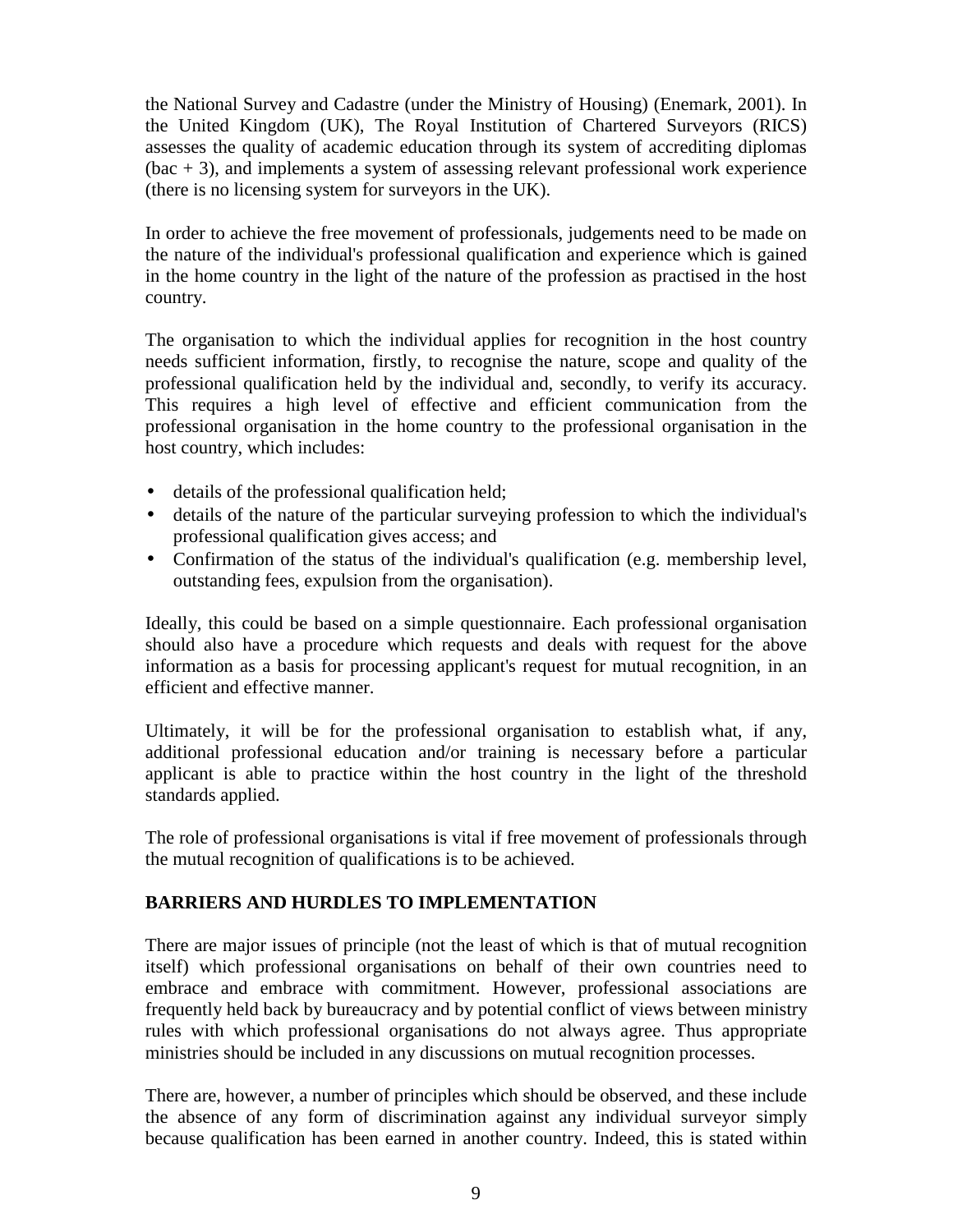the National Survey and Cadastre (under the Ministry of Housing) (Enemark, 2001). In the United Kingdom (UK), The Royal Institution of Chartered Surveyors (RICS) assesses the quality of academic education through its system of accrediting diplomas (bac + 3), and implements a system of assessing relevant professional work experience (there is no licensing system for surveyors in the UK).

In order to achieve the free movement of professionals, judgements need to be made on the nature of the individual's professional qualification and experience which is gained in the home country in the light of the nature of the profession as practised in the host country.

The organisation to which the individual applies for recognition in the host country needs sufficient information, firstly, to recognise the nature, scope and quality of the professional qualification held by the individual and, secondly, to verify its accuracy. This requires a high level of effective and efficient communication from the professional organisation in the home country to the professional organisation in the host country, which includes:

- details of the professional qualification held;
- details of the nature of the particular surveying profession to which the individual's professional qualification gives access; and
- Confirmation of the status of the individual's qualification (e.g. membership level, outstanding fees, expulsion from the organisation).

Ideally, this could be based on a simple questionnaire. Each professional organisation should also have a procedure which requests and deals with request for the above information as a basis for processing applicant's request for mutual recognition, in an efficient and effective manner.

Ultimately, it will be for the professional organisation to establish what, if any, additional professional education and/or training is necessary before a particular applicant is able to practice within the host country in the light of the threshold standards applied.

The role of professional organisations is vital if free movement of professionals through the mutual recognition of qualifications is to be achieved.

## BARRIERS AND HURDLES TO IMPLEMENTATION

There are major issues of principle (not the least of which is that of mutual recognition itself) which professional organisations on behalf of their own countries need to embrace and embrace with commitment. However, professional associations are frequently held back by bureaucracy and by potential conflict of views between ministry rules with which professional organisations do not always agree. Thus appropriate ministries should be included in any discussions on mutual recognition processes.

There are, however, a number of principles which should be observed, and these include the absence of any form of discrimination against any individual surveyor simply because qualification has been earned in another country. Indeed, this is stated within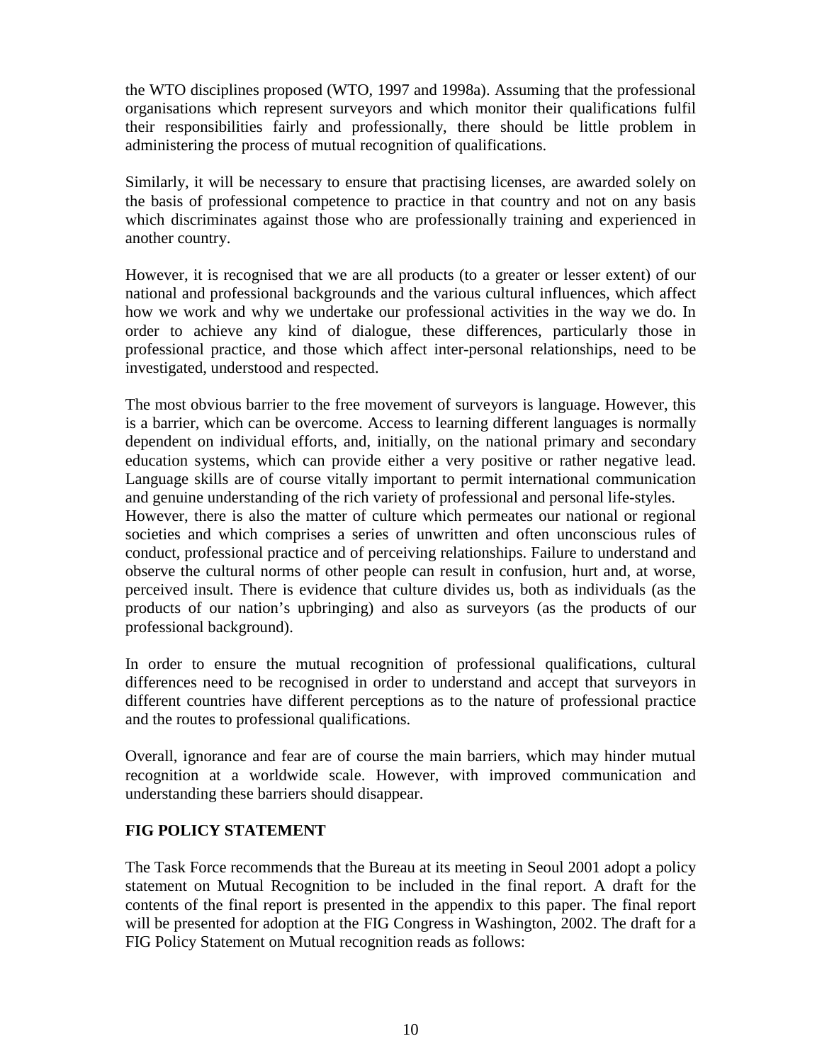the WTO disciplines proposed (WTO, 1997 and 1998a). Assuming that the professional organisations which represent surveyors and which monitor their qualifications fulfil their responsibilities fairly and professionally, there should be little problem in administering the process of mutual recognition of qualifications.

Similarly, it will be necessary to ensure that practising licenses, are awarded solely on the basis of professional competence to practice in that country and not on any basis which discriminates against those who are professionally training and experienced in another country.

However, it is recognised that we are all products (to a greater or lesser extent) of our national and professional backgrounds and the various cultural influences, which affect how we work and why we undertake our professional activities in the way we do. In order to achieve any kind of dialogue, these differences, particularly those in professional practice, and those which affect inter-personal relationships, need to be investigated, understood and respected.

The most obvious barrier to the free movement of surveyors is language. However, this is a barrier, which can be overcome. Access to learning different languages is normally dependent on individual efforts, and, initially, on the national primary and secondary education systems, which can provide either a very positive or rather negative lead. Language skills are of course vitally important to permit international communication and genuine understanding of the rich variety of professional and personal life-styles.
However, there is also the matter of culture which permeates our national or regional societies and which comprises a series of unwritten and often unconscious rules of conduct, professional practice and of perceiving relationships. Failure to understand and observe the cultural norms of other people can result in confusion, hurt and, at worse, perceived insult. There is evidence that culture divides us, both as individuals (as the products of our nation's upbringing) and also as surveyors (as the products of our professional background).

In order to ensure the mutual recognition of professional qualifications, cultural differences need to be recognised in order to understand and accept that surveyors in different countries have different perceptions as to the nature of professional practice and the routes to professional qualifications.

Overall, ignorance and fear are of course the main barriers, which may hinder mutual recognition at a worldwide scale. However, with improved communication and understanding these barriers should disappear.

## FIG POLICY STATEMENT

The Task Force recommends that the Bureau at its meeting in Seoul 2001 adopt a policy statement on Mutual Recognition to be included in the final report. A draft for the contents of the final report is presented in the appendix to this paper. The final report will be presented for adoption at the FIG Congress in Washington, 2002. The draft for a FIG Policy Statement on Mutual recognition reads as follows: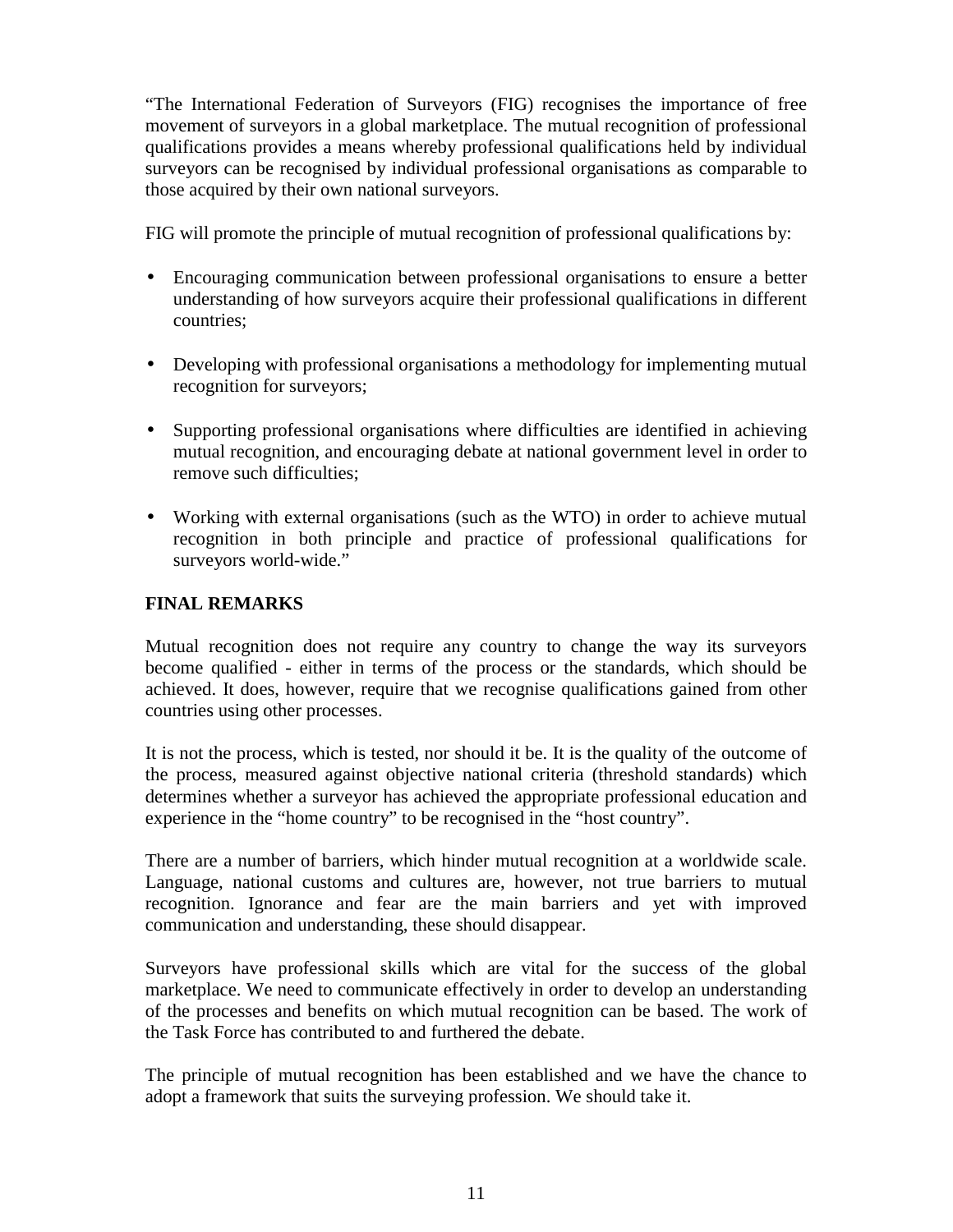“The International Federation of Surveyors (FIG) recognises the importance of free movement of surveyors in a global marketplace. The mutual recognition of professional qualifications provides a means whereby professional qualifications held by individual surveyors can be recognised by individual professional organisations as comparable to those acquired by their own national surveyors.

FIG will promote the principle of mutual recognition of professional qualifications by:

- Encouraging communication between professional organisations to ensure a better understanding of how surveyors acquire their professional qualifications in different countries;
- Developing with professional organisations a methodology for implementing mutual recognition for surveyors;
- Supporting professional organisations where difficulties are identified in achieving mutual recognition, and encouraging debate at national government level in order to remove such difficulties;
- Working with external organisations (such as the WTO) in order to achieve mutual recognition in both principle and practice of professional qualifications for surveyors world-wide.”

## FINAL REMARKS

Mutual recognition does not require any country to change the way its surveyors become qualified - either in terms of the process or the standards, which should be achieved. It does, however, require that we recognise qualifications gained from other countries using other processes.

It is not the process, which is tested, nor should it be. It is the quality of the outcome of the process, measured against objective national criteria (threshold standards) which determines whether a surveyor has achieved the appropriate professional education and experience in the “home country” to be recognised in the “host country”.

There are a number of barriers, which hinder mutual recognition at a worldwide scale. Language, national customs and cultures are, however, not true barriers to mutual recognition. Ignorance and fear are the main barriers and yet with improved communication and understanding, these should disappear.

Surveyors have professional skills which are vital for the success of the global marketplace. We need to communicate effectively in order to develop an understanding of the processes and benefits on which mutual recognition can be based. The work of the Task Force has contributed to and furthered the debate.

The principle of mutual recognition has been established and we have the chance to adopt a framework that suits the surveying profession. We should take it.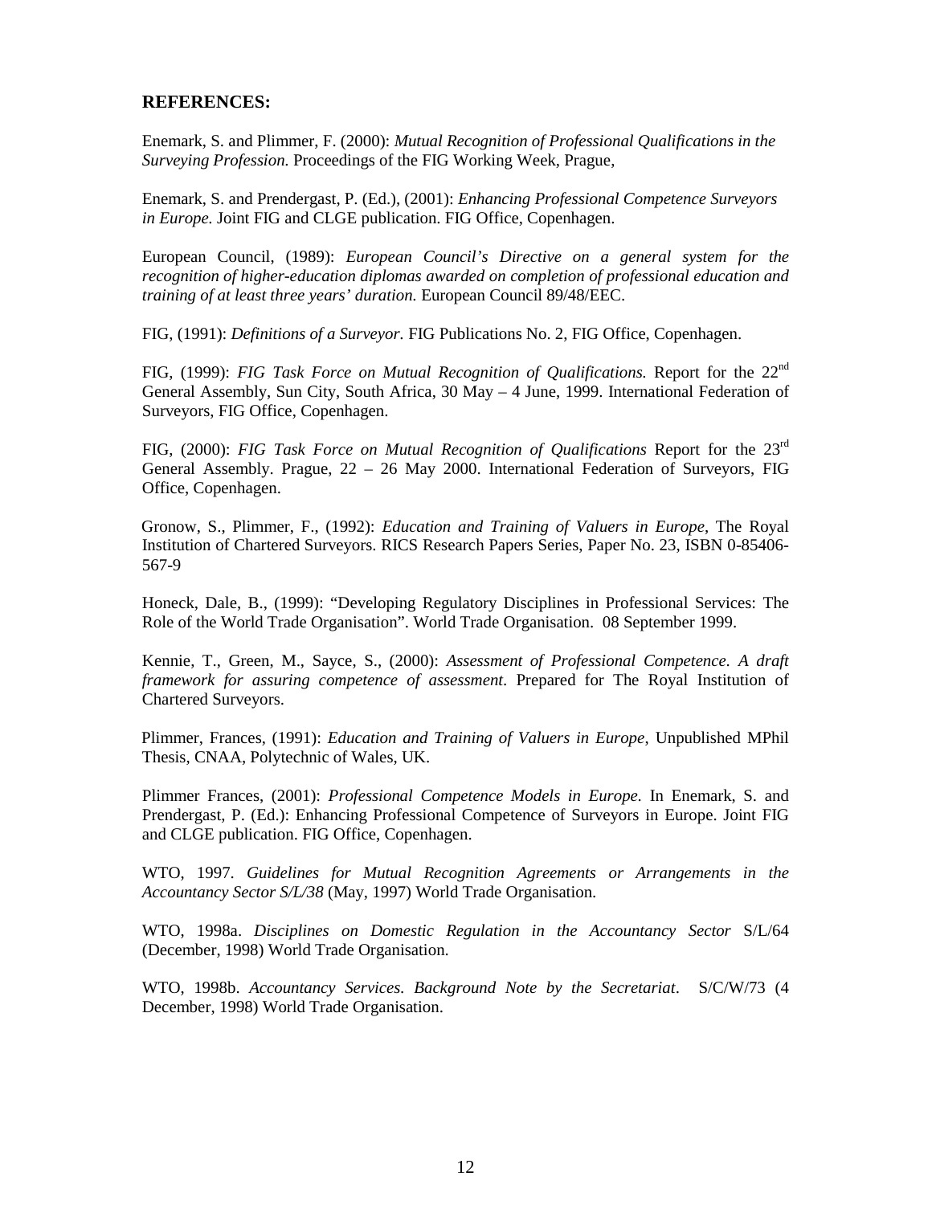**REFERENCES:**

Enemark, S. and Plimmer, F. (2000): *Mutual Recognition of Professional Qualifications in the Surveying Profession.* Proceedings of the FIG Working Week, Prague,

Enemark, S. and Prendergast, P. (Ed.), (2001): *Enhancing Professional Competence Surveyors in Europe.* Joint FIG and CLGE publication. FIG Office, Copenhagen.

European Council, (1989): *European Council's Directive on a general system for the recognition of higher-education diplomas awarded on completion of professional education and training of at least three years' duration.* European Council 89/48/EEC.

FIG, (1991): *Definitions of a Surveyor.* FIG Publications No. 2, FIG Office, Copenhagen.

FIG, (1999): *FIG Task Force on Mutual Recognition of Qualifications.* Report for the 22nd General Assembly, Sun City, South Africa, 30 May – 4 June, 1999. International Federation of Surveyors, FIG Office, Copenhagen.

FIG, (2000): *FIG Task Force on Mutual Recognition of Qualifications* Report for the 23rd General Assembly. Prague, 22 – 26 May 2000. International Federation of Surveyors, FIG Office, Copenhagen.

Gronow, S., Plimmer, F., (1992): *Education and Training of Valuers in Europe*, The Royal Institution of Chartered Surveyors. RICS Research Papers Series, Paper No. 23, ISBN 0-85406-567-9

Honeck, Dale, B., (1999): "Developing Regulatory Disciplines in Professional Services: The Role of the World Trade Organisation". World Trade Organisation. 08 September 1999.

Kennie, T., Green, M., Sayce, S., (2000): *Assessment of Professional Competence. A draft framework for assuring competence of assessment.* Prepared for The Royal Institution of Chartered Surveyors.

Plimmer, Frances, (1991): *Education and Training of Valuers in Europe*, Unpublished MPhil Thesis, CNAA, Polytechnic of Wales, UK.

Plimmer Frances, (2001): *Professional Competence Models in Europe.* In Enemark, S. and Prendergast, P. (Ed.): Enhancing Professional Competence of Surveyors in Europe. Joint FIG and CLGE publication. FIG Office, Copenhagen.

WTO, 1997. *Guidelines for Mutual Recognition Agreements or Arrangements in the Accountancy Sector S/L/38* (May, 1997) World Trade Organisation.

WTO, 1998a. *Disciplines on Domestic Regulation in the Accountancy Sector* S/L/64 (December, 1998) World Trade Organisation.

WTO, 1998b. *Accountancy Services. Background Note by the Secretariat*. S/C/W/73 (4 December, 1998) World Trade Organisation.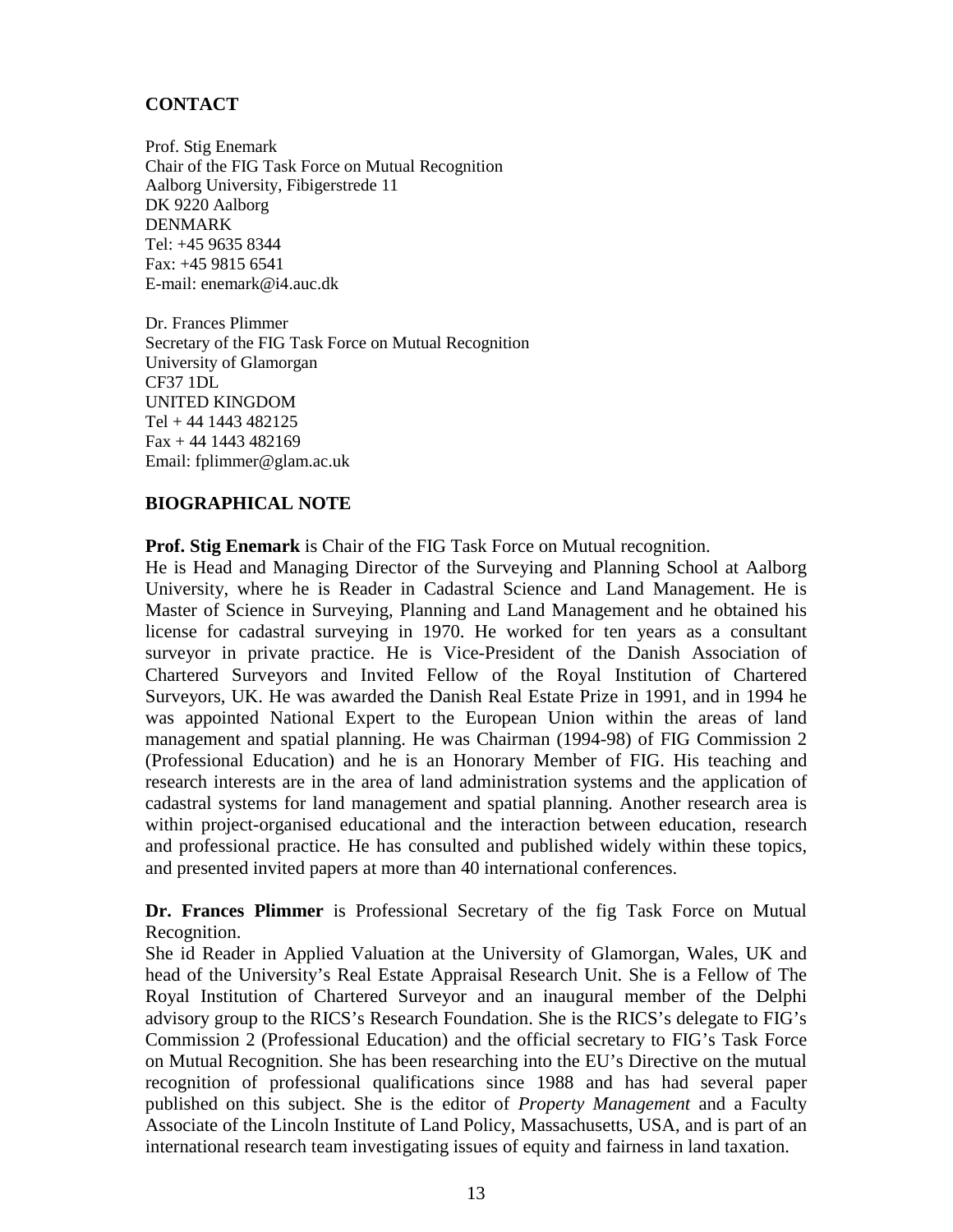## CONTACT

Prof. Stig Enemark
Chair of the FIG Task Force on Mutual Recognition
Aalborg University, Fibigerstrede 11
DK 9220 Aalborg
DENMARK
Tel: +45 9635 8344
Fax: +45 9815 6541
E-mail: enemark@i4.auc.dk

Dr. Frances Plimmer
Secretary of the FIG Task Force on Mutual Recognition
University of Glamorgan
CF37 1DL
UNITED KINGDOM
Tel + 44 1443 482125
Fax + 44 1443 482169
Email: fplimmer@glam.ac.uk

## BIOGRAPHICAL NOTE

**Prof. Stig Enemark** is Chair of the FIG Task Force on Mutual recognition.
He is Head and Managing Director of the Surveying and Planning School at Aalborg University, where he is Reader in Cadastral Science and Land Management. He is Master of Science in Surveying, Planning and Land Management and he obtained his license for cadastral surveying in 1970. He worked for ten years as a consultant surveyor in private practice. He is Vice-President of the Danish Association of Chartered Surveyors and Invited Fellow of the Royal Institution of Chartered Surveyors, UK. He was awarded the Danish Real Estate Prize in 1991, and in 1994 he was appointed National Expert to the European Union within the areas of land management and spatial planning. He was Chairman (1994-98) of FIG Commission 2 (Professional Education) and he is an Honorary Member of FIG. His teaching and research interests are in the area of land administration systems and the application of cadastral systems for land management and spatial planning. Another research area is within project-organised educational and the interaction between education, research and professional practice. He has consulted and published widely within these topics, and presented invited papers at more than 40 international conferences.

**Dr. Frances Plimmer** is Professional Secretary of the fig Task Force on Mutual Recognition.
She id Reader in Applied Valuation at the University of Glamorgan, Wales, UK and head of the University's Real Estate Appraisal Research Unit. She is a Fellow of The Royal Institution of Chartered Surveyor and an inaugural member of the Delphi advisory group to the RICS's Research Foundation. She is the RICS's delegate to FIG's Commission 2 (Professional Education) and the official secretary to FIG's Task Force on Mutual Recognition. She has been researching into the EU's Directive on the mutual recognition of professional qualifications since 1988 and has had several paper published on this subject. She is the editor of *Property Management* and a Faculty Associate of the Lincoln Institute of Land Policy, Massachusetts, USA, and is part of an international research team investigating issues of equity and fairness in land taxation.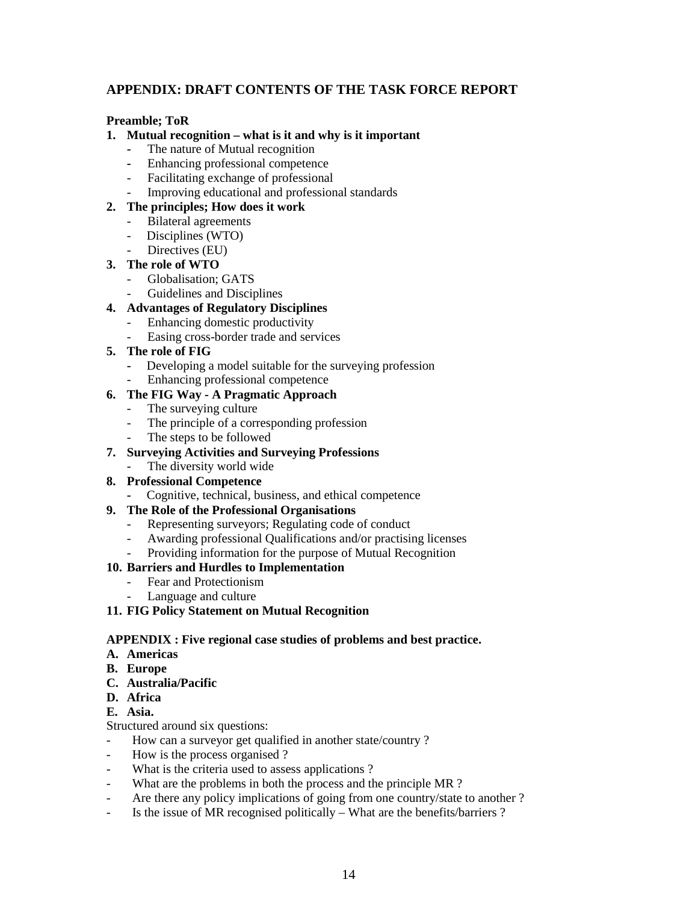## APPENDIX: DRAFT CONTENTS OF THE TASK FORCE REPORT

**Preamble; ToR**

1. **Mutual recognition – what is it and why is it important**
   - The nature of Mutual recognition
   - Enhancing professional competence
   - Facilitating exchange of professional
   - Improving educational and professional standards
2. **The principles; How does it work**
   - Bilateral agreements
   - Disciplines (WTO)
   - Directives (EU)
3. **The role of WTO**
   - Globalisation; GATS
   - Guidelines and Disciplines
4. **Advantages of Regulatory Disciplines**
   - Enhancing domestic productivity
   - Easing cross-border trade and services
5. **The role of FIG**
   - Developing a model suitable for the surveying profession
   - Enhancing professional competence
6. **The FIG Way - A Pragmatic Approach**
   - The surveying culture
   - The principle of a corresponding profession
   - The steps to be followed
7. **Surveying Activities and Surveying Professions**
   - The diversity world wide
8. **Professional Competence**
   - Cognitive, technical, business, and ethical competence
9. **The Role of the Professional Organisations**
   - Representing surveyors; Regulating code of conduct
   - Awarding professional Qualifications and/or practising licenses
   - Providing information for the purpose of Mutual Recognition
10. **Barriers and Hurdles to Implementation**
    - Fear and Protectionism
    - Language and culture
11. **FIG Policy Statement on Mutual Recognition**

**APPENDIX : Five regional case studies of problems and best practice.**

A. **Americas**
B. **Europe**
C. **Australia/Pacific**
D. **Africa**
E. **Asia.**

Structured around six questions:

- How can a surveyor get qualified in another state/country ?
- How is the process organised ?
- What is the criteria used to assess applications ?
- What are the problems in both the process and the principle MR ?
- Are there any policy implications of going from one country/state to another ?
- Is the issue of MR recognised politically – What are the benefits/barriers ?